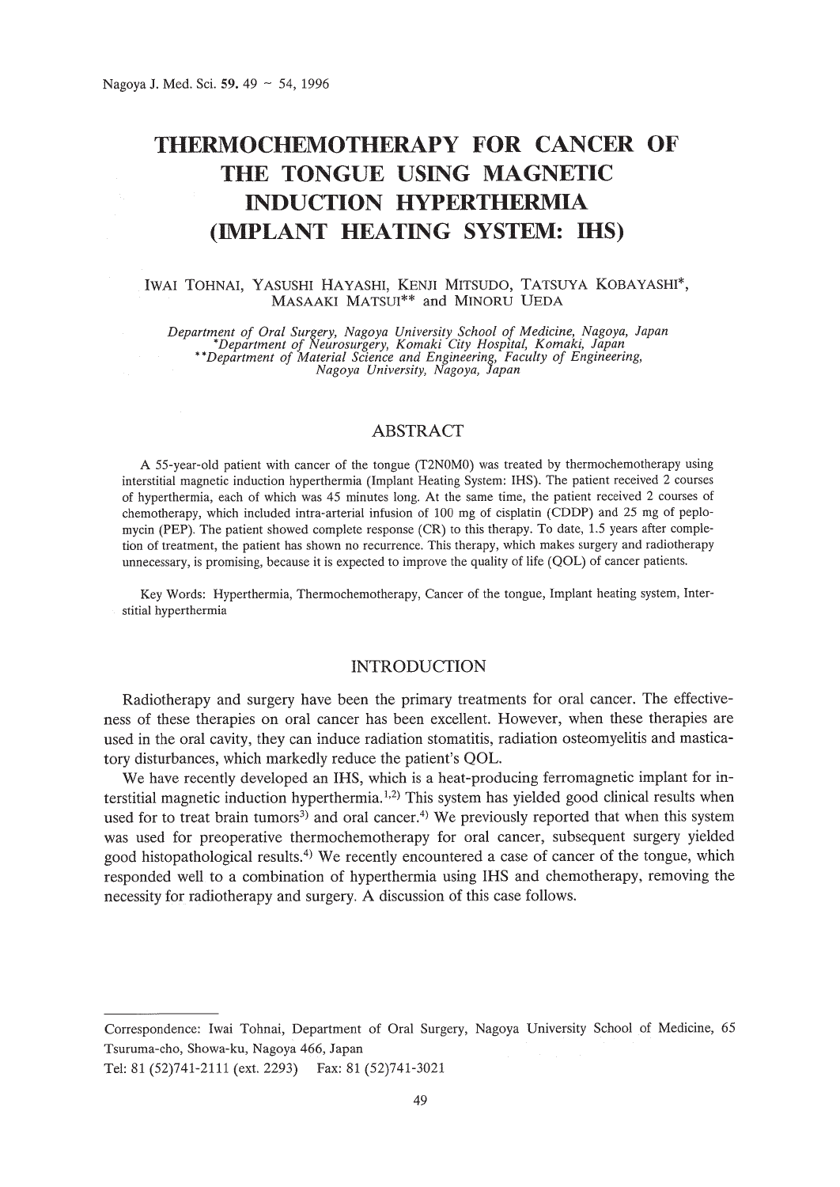# THERMOCHEMOTHERAPY FOR CANCER OF THE TONGUE USING MAGNETIC INDUCTION HYPERTHERMIA (IMPLANT HEATING SYSTEM: IHS)

IWAI TOHNAI, YASUSHI HAYASHI, KENJI MITSUDO, TATSUYA KOBAYASHI*, MASAAKI MATSUI** and MINORU UEDA

*Department of Oral Surgery, Nagoya University School of Medicine, Nagoya, Japan*
*\*Department of Neurosurgery, Komaki City Hospital, Komaki, Japan*
*\*\*Department of Material Science and Engineering, Faculty of Engineering, Nagoya University, Nagoya, Japan*

## ABSTRACT

A 55-year-old patient with cancer of the tongue (T2N0M0) was treated by thermochemotherapy using interstitial magnetic induction hyperthermia (Implant Heating System: IHS). The patient received 2 courses of hyperthermia, each of which was 45 minutes long. At the same time, the patient received 2 courses of chemotherapy, which included intra-arterial infusion of 100 mg of cisplatin (CDDP) and 25 mg of peplomycin (PEP). The patient showed complete response (CR) to this therapy. To date, 1.5 years after completion of treatment, the patient has shown no recurrence. This therapy, which makes surgery and radiotherapy unnecessary, is promising, because it is expected to improve the quality of life (QOL) of cancer patients.

Key Words: Hyperthermia, Thermochemotherapy, Cancer of the tongue, Implant heating system, Interstitial hyperthermia

## INTRODUCTION

Radiotherapy and surgery have been the primary treatments for oral cancer. The effectiveness of these therapies on oral cancer has been excellent. However, when these therapies are used in the oral cavity, they can induce radiation stomatitis, radiation osteomyelitis and masticatory disturbances, which markedly reduce the patient's QOL.

We have recently developed an IHS, which is a heat-producing ferromagnetic implant for interstitial magnetic induction hyperthermia.[1,2] This system has yielded good clinical results when used for to treat brain tumors[3] and oral cancer.[4] We previously reported that when this system was used for preoperative thermochemotherapy for oral cancer, subsequent surgery yielded good histopathological results.[4] We recently encountered a case of cancer of the tongue, which responded well to a combination of hyperthermia using IHS and chemotherapy, removing the necessity for radiotherapy and surgery. A discussion of this case follows.

---

Correspondence: Iwai Tohnai, Department of Oral Surgery, Nagoya University School of Medicine, 65 Tsuruma-cho, Showa-ku, Nagoya 466, Japan
Tel: 81 (52)741-2111 (ext. 2293) Fax: 81 (52)741-3021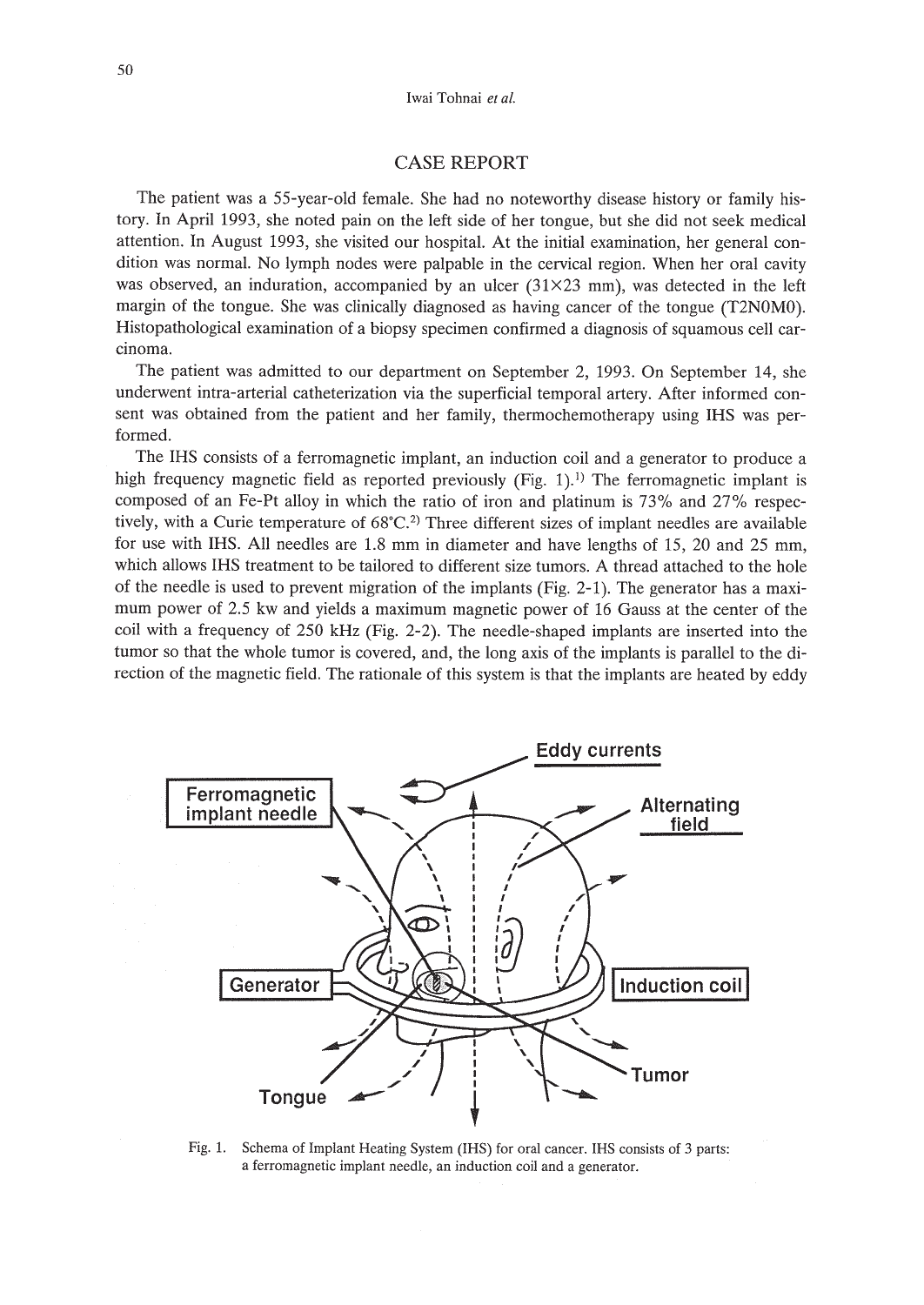## CASE REPORT

The patient was a 55-year-old female. She had no noteworthy disease history or family history. In April 1993, she noted pain on the left side of her tongue, but she did not seek medical attention. In August 1993, she visited our hospital. At the initial examination, her general condition was normal. No lymph nodes were palpable in the cervical region. When her oral cavity was observed, an induration, accompanied by an ulcer (31×23 mm), was detected in the left margin of the tongue. She was clinically diagnosed as having cancer of the tongue (T2N0M0). Histopathological examination of a biopsy specimen confirmed a diagnosis of squamous cell carcinoma.

The patient was admitted to our department on September 2, 1993. On September 14, she underwent intra-arterial catheterization via the superficial temporal artery. After informed consent was obtained from the patient and her family, thermochemotherapy using IHS was performed.

The IHS consists of a ferromagnetic implant, an induction coil and a generator to produce a high frequency magnetic field as reported previously (Fig. 1).[1] The ferromagnetic implant is composed of an Fe-Pt alloy in which the ratio of iron and platinum is 73% and 27% respectively, with a Curie temperature of 68°C.[2] Three different sizes of implant needles are available for use with IHS. All needles are 1.8 mm in diameter and have lengths of 15, 20 and 25 mm, which allows IHS treatment to be tailored to different size tumors. A thread attached to the hole of the needle is used to prevent migration of the implants (Fig. 2-1). The generator has a maximum power of 2.5 kw and yields a maximum magnetic power of 16 Gauss at the center of the coil with a frequency of 250 kHz (Fig. 2-2). The needle-shaped implants are inserted into the tumor so that the whole tumor is covered, and, the long axis of the implants is parallel to the direction of the magnetic field. The rationale of this system is that the implants are heated by eddy

Fig. 1. Schema of Implant Heating System (IHS) for oral cancer. IHS consists of 3 parts: a ferromagnetic implant needle, an induction coil and a generator.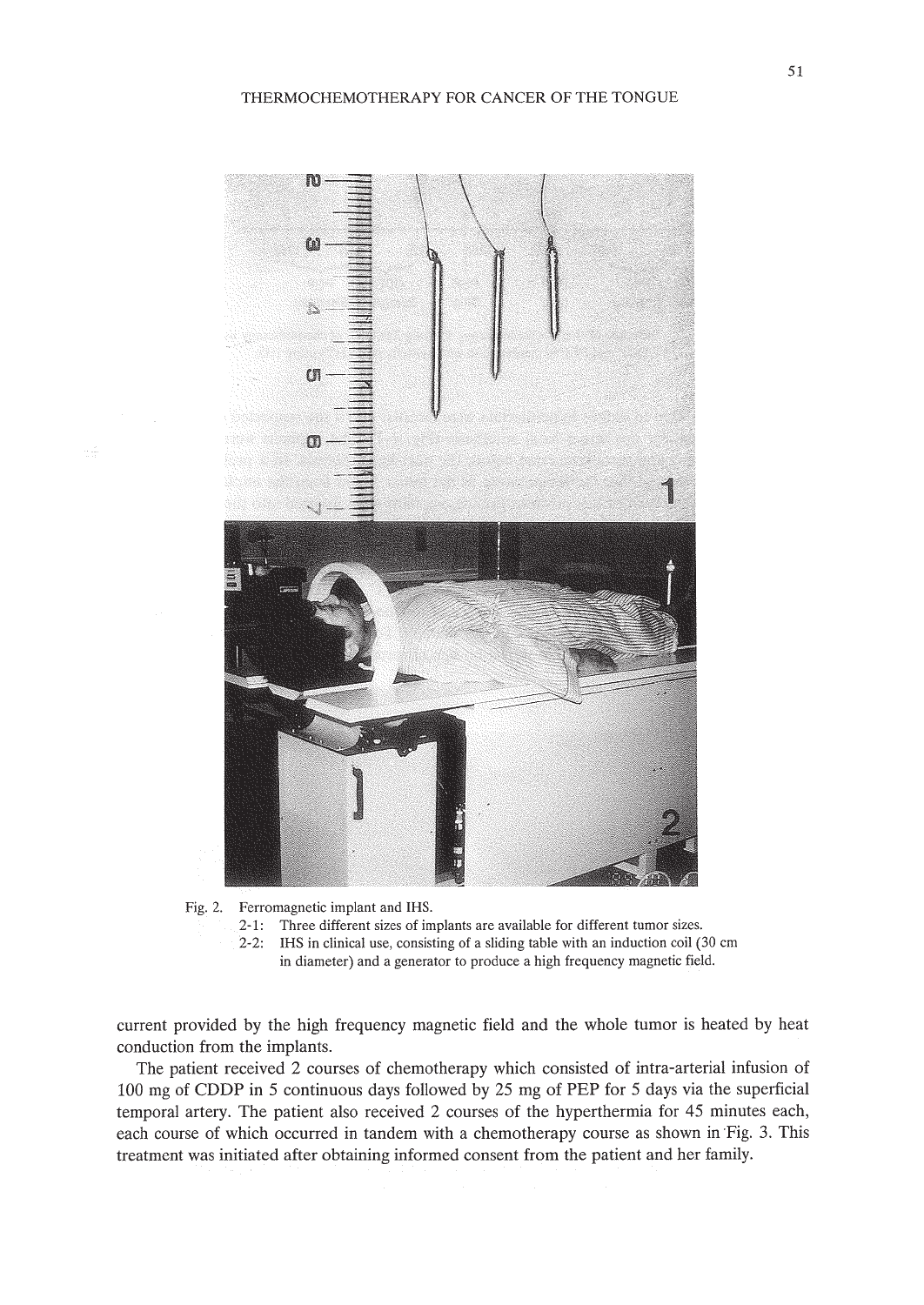Fig. 2. Ferromagnetic implant and IHS.
2-1: Three different sizes of implants are available for different tumor sizes.
2-2: IHS in clinical use, consisting of a sliding table with an induction coil (30 cm in diameter) and a generator to produce a high frequency magnetic field.

current provided by the high frequency magnetic field and the whole tumor is heated by heat conduction from the implants.

The patient received 2 courses of chemotherapy which consisted of intra-arterial infusion of 100 mg of CDDP in 5 continuous days followed by 25 mg of PEP for 5 days via the superficial temporal artery. The patient also received 2 courses of the hyperthermia for 45 minutes each, each course of which occurred in tandem with a chemotherapy course as shown in Fig. 3. This treatment was initiated after obtaining informed consent from the patient and her family.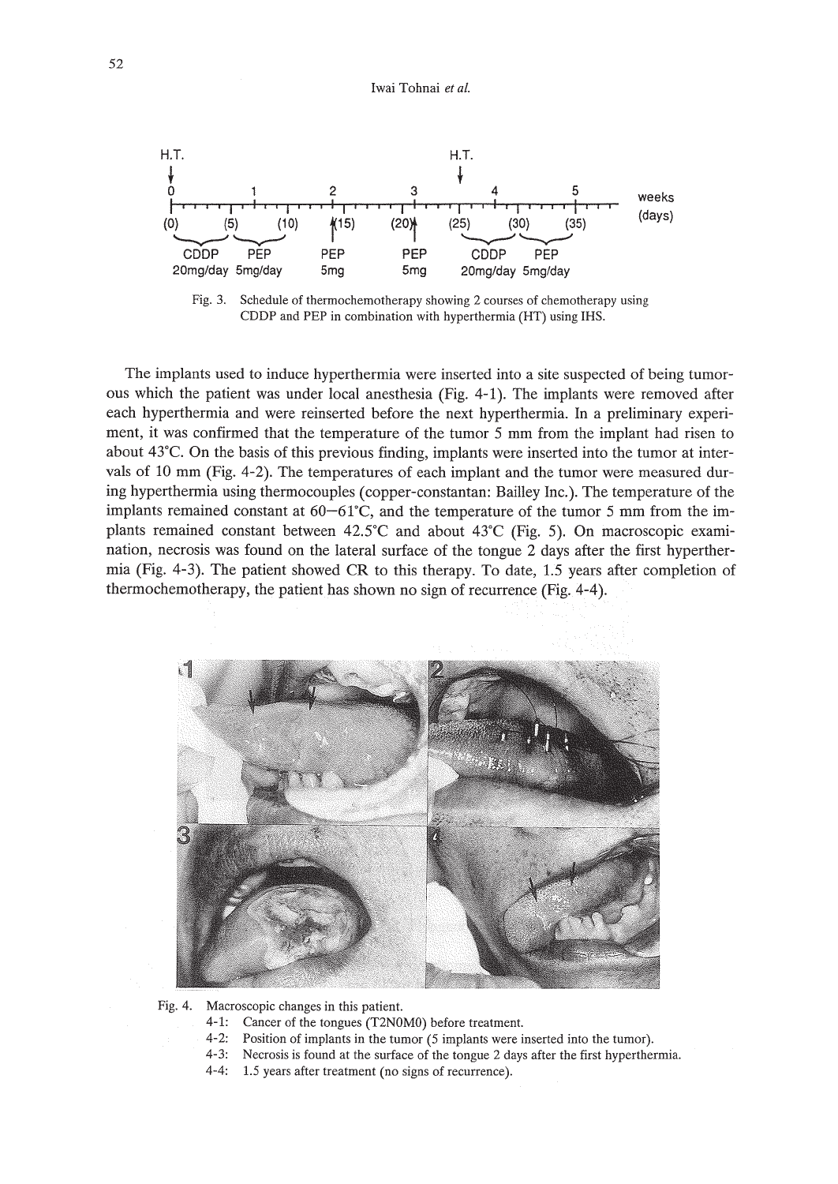Fig. 3. Schedule of thermochemotherapy showing 2 courses of chemotherapy using CDDP and PEP in combination with hyperthermia (HT) using IHS.

The implants used to induce hyperthermia were inserted into a site suspected of being tumorous which the patient was under local anesthesia (Fig. 4-1). The implants were removed after each hyperthermia and were reinserted before the next hyperthermia. In a preliminary experiment, it was confirmed that the temperature of the tumor 5 mm from the implant had risen to about 43°C. On the basis of this previous finding, implants were inserted into the tumor at intervals of 10 mm (Fig. 4-2). The temperatures of each implant and the tumor were measured during hyperthermia using thermocouples (copper-constantan: Bailley Inc.). The temperature of the implants remained constant at 60–61°C, and the temperature of the tumor 5 mm from the implants remained constant between 42.5°C and about 43°C (Fig. 5). On macroscopic examination, necrosis was found on the lateral surface of the tongue 2 days after the first hyperthermia (Fig. 4-3). The patient showed CR to this therapy. To date, 1.5 years after completion of thermochemotherapy, the patient has shown no sign of recurrence (Fig. 4-4).

Fig. 4. Macroscopic changes in this patient.

- 4-1: Cancer of the tongues (T2N0M0) before treatment.
- 4-2: Position of implants in the tumor (5 implants were inserted into the tumor).
- 4-3: Necrosis is found at the surface of the tongue 2 days after the first hyperthermia.
- 4-4: 1.5 years after treatment (no signs of recurrence).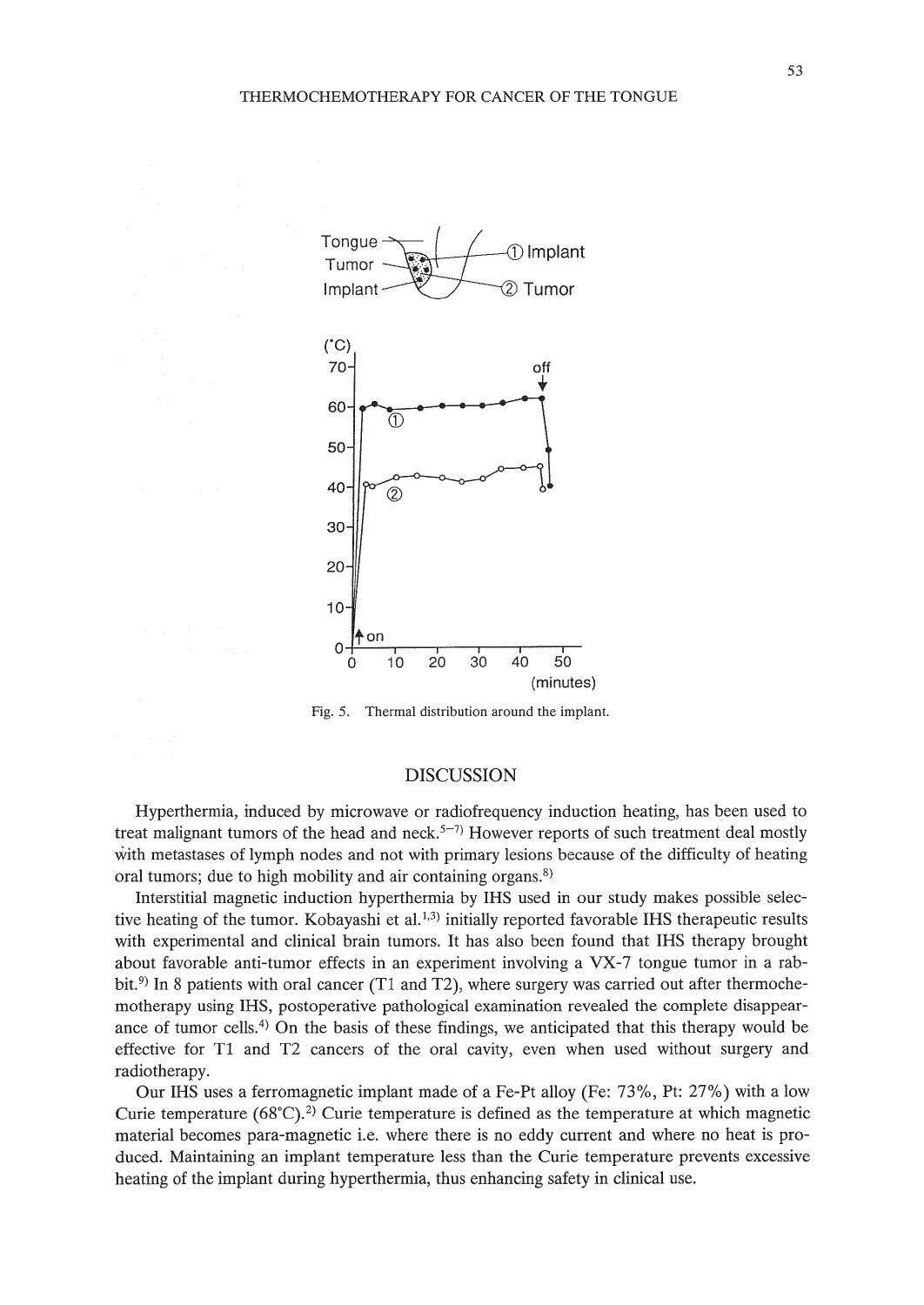Fig. 5. Thermal distribution around the implant.

## DISCUSSION

Hyperthermia, induced by microwave or radiofrequency induction heating, has been used to treat malignant tumors of the head and neck.[5–7] However reports of such treatment deal mostly with metastases of lymph nodes and not with primary lesions because of the difficulty of heating oral tumors; due to high mobility and air containing organs.[8]

Interstitial magnetic induction hyperthermia by IHS used in our study makes possible selective heating of the tumor. Kobayashi et al.[1,3] initially reported favorable IHS therapeutic results with experimental and clinical brain tumors. It has also been found that IHS therapy brought about favorable anti-tumor effects in an experiment involving a VX-7 tongue tumor in a rabbit.[9] In 8 patients with oral cancer (T1 and T2), where surgery was carried out after thermochemotherapy using IHS, postoperative pathological examination revealed the complete disappearance of tumor cells.[4] On the basis of these findings, we anticipated that this therapy would be effective for T1 and T2 cancers of the oral cavity, even when used without surgery and radiotherapy.

Our IHS uses a ferromagnetic implant made of a Fe-Pt alloy (Fe: 73%, Pt: 27%) with a low Curie temperature (68°C).[2] Curie temperature is defined as the temperature at which magnetic material becomes para-magnetic i.e. where there is no eddy current and where no heat is produced. Maintaining an implant temperature less than the Curie temperature prevents excessive heating of the implant during hyperthermia, thus enhancing safety in clinical use.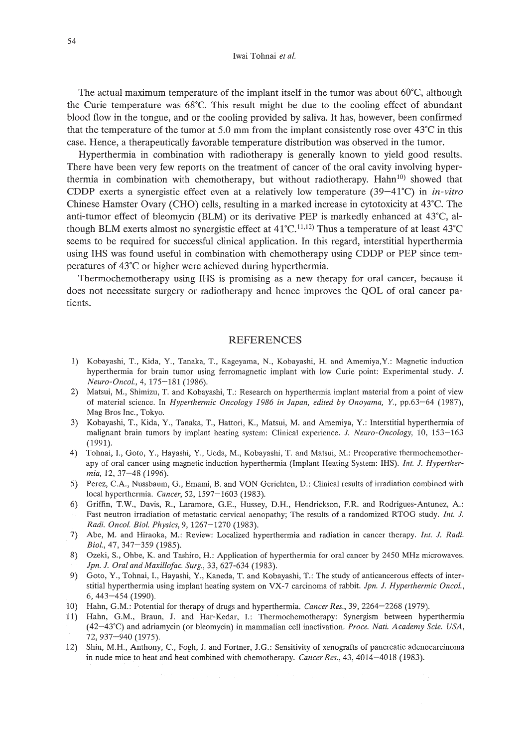The actual maximum temperature of the implant itself in the tumor was about 60°C, although the Curie temperature was 68°C. This result might be due to the cooling effect of abundant blood flow in the tongue, and or the cooling provided by saliva. It has, however, been confirmed that the temperature of the tumor at 5.0 mm from the implant consistently rose over 43°C in this case. Hence, a therapeutically favorable temperature distribution was observed in the tumor.

Hyperthermia in combination with radiotherapy is generally known to yield good results. There have been very few reports on the treatment of cancer of the oral cavity involving hyperthermia in combination with chemotherapy, but without radiotherapy. Hahn[10] showed that CDDP exerts a synergistic effect even at a relatively low temperature (39–41°C) in *in-vitro* Chinese Hamster Ovary (CHO) cells, resulting in a marked increase in cytotoxicity at 43°C. The anti-tumor effect of bleomycin (BLM) or its derivative PEP is markedly enhanced at 43°C, although BLM exerts almost no synergistic effect at 41°C.[11,12] Thus a temperature of at least 43°C seems to be required for successful clinical application. In this regard, interstitial hyperthermia using IHS was found useful in combination with chemotherapy using CDDP or PEP since temperatures of 43°C or higher were achieved during hyperthermia.

Thermochemotherapy using IHS is promising as a new therapy for oral cancer, because it does not necessitate surgery or radiotherapy and hence improves the QOL of oral cancer patients.

## REFERENCES

1) Kobayashi, T., Kida, Y., Tanaka, T., Kageyama, N., Kobayashi, H. and Amemiya,Y.: Magnetic induction hyperthermia for brain tumor using ferromagnetic implant with low Curie point: Experimental study. *J. Neuro-Oncol.*, 4, 175–181 (1986).
2) Matsui, M., Shimizu, T. and Kobayashi, T.: Research on hyperthermia implant material from a point of view of material science. In *Hyperthermic Oncology 1986 in Japan, edited by Onoyama, Y.*, pp.63–64 (1987), Mag Bros Inc., Tokyo.
3) Kobayashi, T., Kida, Y., Tanaka, T., Hattori, K., Matsui, M. and Amemiya, Y.: Interstitial hyperthermia of malignant brain tumors by implant heating system: Clinical experience. *J. Neuro-Oncology,* 10, 153–163 (1991).
4) Tohnai, I., Goto, Y., Hayashi, Y., Ueda, M., Kobayashi, T. and Matsui, M.: Preoperative thermochemotherapy of oral cancer using magnetic induction hyperthermia (Implant Heating System: IHS). *Int. J. Hyperthermia,* 12, 37–48 (1996).
5) Perez, C.A., Nussbaum, G., Emami, B. and VON Gerichten, D.: Clinical results of irradiation combined with local hyperthermia. *Cancer*, 52, 1597–1603 (1983).
6) Griffin, T.W., Davis, R., Laramore, G.E., Hussey, D.H., Hendrickson, F.R. and Rodrigues-Antunez, A.: Fast neutron irradiation of metastatic cervical aenopathy; The results of a randomized RTOG study. *Int. J. Radi. Oncol. Biol. Physics*, 9, 1267–1270 (1983).
7) Abe, M. and Hiraoka, M.: Review: Localized hyperthermia and radiation in cancer therapy. *Int. J. Radi. Biol.*, 47, 347–359 (1985).
8) Ozeki, S., Ohbe, K. and Tashiro, H.: Application of hyperthermia for oral cancer by 2450 MHz microwaves. *Jpn. J. Oral and Maxillofac. Surg.*, 33, 627-634 (1983).
9) Goto, Y., Tohnai, I., Hayashi, Y., Kaneda, T. and Kobayashi, T.: The study of anticancerous effects of interstitial hyperthermia using implant heating system on VX-7 carcinoma of rabbit. *Jpn. J. Hyperthermic Oncol.*, 6, 443–454 (1990).
10) Hahn, G.M.: Potential for therapy of drugs and hyperthermia. *Cancer Res.*, 39, 2264–2268 (1979).
11) Hahn, G.M., Braun, J. and Har-Kedar, I.: Thermochemotherapy: Synergism between hyperthermia (42–43°C) and adriamycin (or bleomycin) in mammalian cell inactivation. *Proce. Nati. Academy Scie. USA*, 72, 937–940 (1975).
12) Shin, M.H., Anthony, C., Fogh, J. and Fortner, J.G.: Sensitivity of xenografts of pancreatic adenocarcinoma in nude mice to heat and heat combined with chemotherapy. *Cancer Res.*, 43, 4014–4018 (1983).